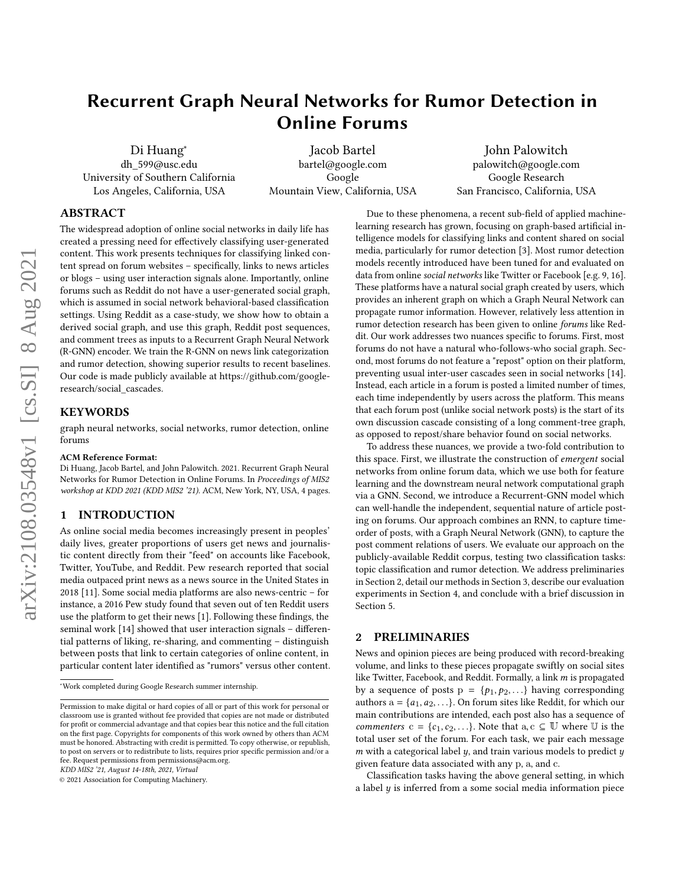# Recurrent Graph Neural Networks for Rumor Detection in Online Forums

Di Huang*
dh_599@usc.edu
University of Southern California
Los Angeles, California, USA

Jacob Bartel
bartel@google.com
Google
Mountain View, California, USA

John Palowitch
palowitch@google.com
Google Research
San Francisco, California, USA

## ABSTRACT

The widespread adoption of online social networks in daily life has created a pressing need for effectively classifying user-generated content. This work presents techniques for classifying linked content spread on forum websites – specifically, links to news articles or blogs – using user interaction signals alone. Importantly, online forums such as Reddit do not have a user-generated social graph, which is assumed in social network behavioral-based classification settings. Using Reddit as a case-study, we show how to obtain a derived social graph, and use this graph, Reddit post sequences, and comment trees as inputs to a Recurrent Graph Neural Network (R-GNN) encoder. We train the R-GNN on news link categorization and rumor detection, showing superior results to recent baselines. Our code is made publicly available at https://github.com/google-research/social_cascades.

## KEYWORDS

graph neural networks, social networks, rumor detection, online forums

**ACM Reference Format:**
Di Huang, Jacob Bartel, and John Palowitch. 2021. Recurrent Graph Neural Networks for Rumor Detection in Online Forums. In *Proceedings of MIS2 workshop at KDD 2021 (KDD MIS2 '21)*. ACM, New York, NY, USA, 4 pages.

## 1 INTRODUCTION

As online social media becomes increasingly present in peoples' daily lives, greater proportions of users get news and journalistic content directly from their "feed" on accounts like Facebook, Twitter, YouTube, and Reddit. Pew research reported that social media outpaced print news as a news source in the United States in 2018 [11]. Some social media platforms are also news-centric – for instance, a 2016 Pew study found that seven out of ten Reddit users use the platform to get their news [1]. Following these findings, the seminal work [14] showed that user interaction signals – differential patterns of liking, re-sharing, and commenting – distinguish between posts that link to certain categories of online content, in particular content later identified as "rumors" versus other content.

*Work completed during Google Research summer internship.

Permission to make digital or hard copies of all or part of this work for personal or classroom use is granted without fee provided that copies are not made or distributed for profit or commercial advantage and that copies bear this notice and the full citation on the first page. Copyrights for components of this work owned by others than ACM must be honored. Abstracting with credit is permitted. To copy otherwise, or republish, to post on servers or to redistribute to lists, requires prior specific permission and/or a fee. Request permissions from permissions@acm.org.
*KDD MIS2 '21, August 14-18th, 2021, Virtual*
© 2021 Association for Computing Machinery.

Due to these phenomena, a recent sub-field of applied machine-learning research has grown, focusing on graph-based artificial intelligence models for classifying links and content shared on social media, particularly for rumor detection [3]. Most rumor detection models recently introduced have been tuned for and evaluated on data from online *social networks* like Twitter or Facebook [e.g. 9, 16]. These platforms have a natural social graph created by users, which provides an inherent graph on which a Graph Neural Network can propagate rumor information. However, relatively less attention in rumor detection research has been given to online *forums* like Reddit. Our work addresses two nuances specific to forums. First, most forums do not have a natural who-follows-who social graph. Second, most forums do not feature a "repost" option on their platform, preventing usual inter-user cascades seen in social networks [14]. Instead, each article in a forum is posted a limited number of times, each time independently by users across the platform. This means that each forum post (unlike social network posts) is the start of its own discussion cascade consisting of a long comment-tree graph, as opposed to repost/share behavior found on social networks.

To address these nuances, we provide a two-fold contribution to this space. First, we illustrate the construction of *emergent* social networks from online forum data, which we use both for feature learning and the downstream neural network computational graph via a GNN. Second, we introduce a Recurrent-GNN model which can well-handle the independent, sequential nature of article posting on forums. Our approach combines an RNN, to capture time-order of posts, with a Graph Neural Network (GNN), to capture the post comment relations of users. We evaluate our approach on the publicly-available Reddit corpus, testing two classification tasks: topic classification and rumor detection. We address preliminaries in Section 2, detail our methods in Section 3, describe our evaluation experiments in Section 4, and conclude with a brief discussion in Section 5.

## 2 PRELIMINARIES

News and opinion pieces are being produced with record-breaking volume, and links to these pieces propagate swiftly on social sites like Twitter, Facebook, and Reddit. Formally, a link $m$ is propagated by a sequence of posts $\mathrm{p} = \{p_1, p_2, \ldots\}$ having corresponding authors $\mathrm{a} = \{a_1, a_2, \ldots\}$. On forum sites like Reddit, for which our main contributions are intended, each post also has a sequence of *commenters* $\mathrm{c} = \{c_1, c_2, \ldots\}$. Note that $\mathrm{a}, \mathrm{c} \subseteq \mathbb{U}$ where $\mathbb{U}$ is the total user set of the forum. For each task, we pair each message $m$ with a categorical label $y$, and train various models to predict $y$ given feature data associated with any $\mathrm{p}$, $\mathrm{a}$, and $\mathrm{c}$.

Classification tasks having the above general setting, in which a label $y$ is inferred from a some social media information piece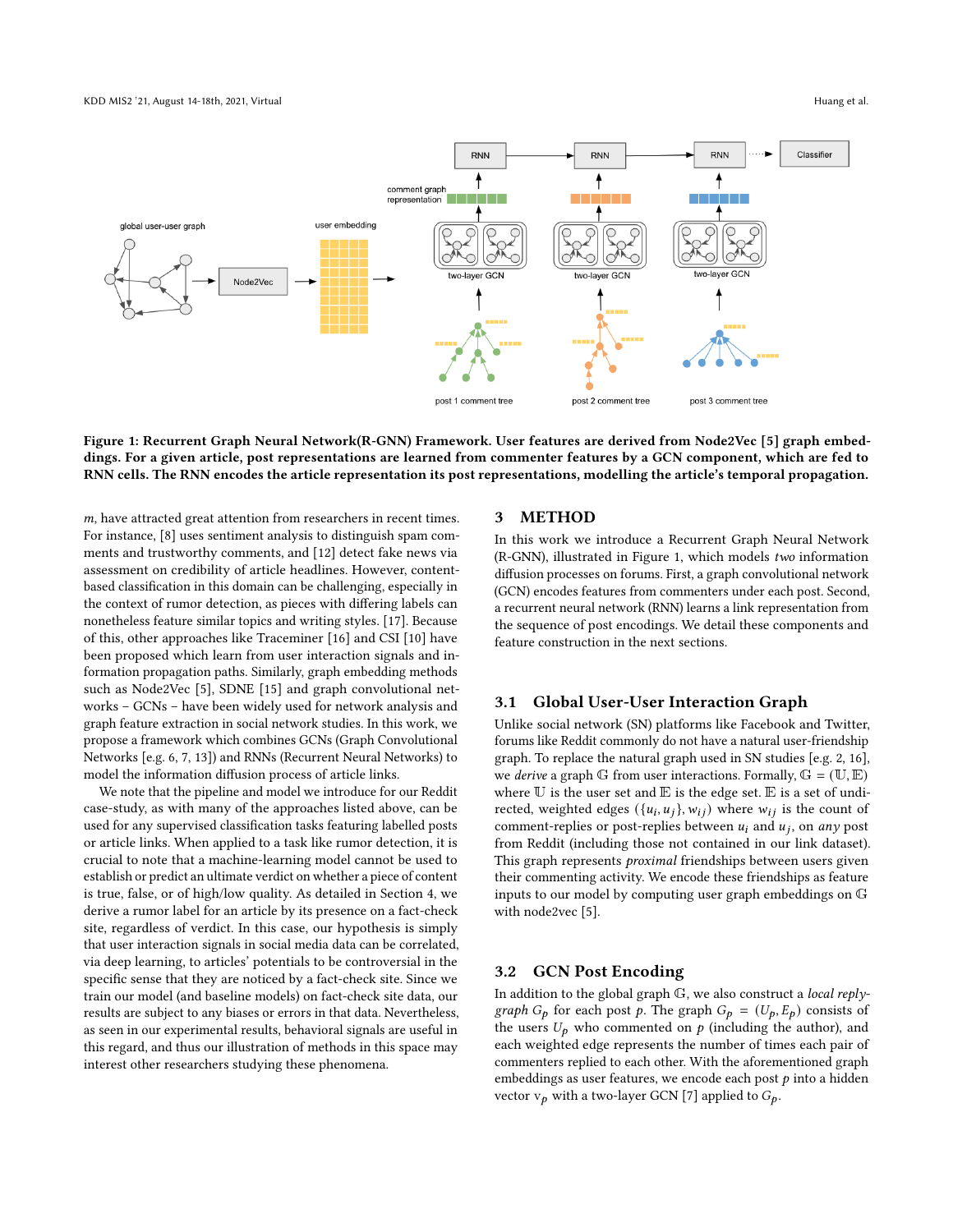**Figure 1: Recurrent Graph Neural Network(R-GNN) Framework. User features are derived from Node2Vec [5] graph embeddings. For a given article, post representations are learned from commenter features by a GCN component, which are fed to RNN cells. The RNN encodes the article representation its post representations, modelling the article's temporal propagation.**

m, have attracted great attention from researchers in recent times. For instance, [8] uses sentiment analysis to distinguish spam comments and trustworthy comments, and [12] detect fake news via assessment on credibility of article headlines. However, content-based classification in this domain can be challenging, especially in the context of rumor detection, as pieces with differing labels can nonetheless feature similar topics and writing styles. [17]. Because of this, other approaches like Traceminer [16] and CSI [10] have been proposed which learn from user interaction signals and information propagation paths. Similarly, graph embedding methods such as Node2Vec [5], SDNE [15] and graph convolutional networks – GCNs – have been widely used for network analysis and graph feature extraction in social network studies. In this work, we propose a framework which combines GCNs (Graph Convolutional Networks [e.g. 6, 7, 13]) and RNNs (Recurrent Neural Networks) to model the information diffusion process of article links.

We note that the pipeline and model we introduce for our Reddit case-study, as with many of the approaches listed above, can be used for any supervised classification tasks featuring labelled posts or article links. When applied to a task like rumor detection, it is crucial to note that a machine-learning model cannot be used to establish or predict an ultimate verdict on whether a piece of content is true, false, or of high/low quality. As detailed in Section 4, we derive a rumor label for an article by its presence on a fact-check site, regardless of verdict. In this case, our hypothesis is simply that user interaction signals in social media data can be correlated, via deep learning, to articles' potentials to be controversial in the specific sense that they are noticed by a fact-check site. Since we train our model (and baseline models) on fact-check site data, our results are subject to any biases or errors in that data. Nevertheless, as seen in our experimental results, behavioral signals are useful in this regard, and thus our illustration of methods in this space may interest other researchers studying these phenomena.

## 3 METHOD

In this work we introduce a Recurrent Graph Neural Network (R-GNN), illustrated in Figure 1, which models *two* information diffusion processes on forums. First, a graph convolutional network (GCN) encodes features from commenters under each post. Second, a recurrent neural network (RNN) learns a link representation from the sequence of post encodings. We detail these components and feature construction in the next sections.

### 3.1 Global User-User Interaction Graph

Unlike social network (SN) platforms like Facebook and Twitter, forums like Reddit commonly do not have a natural user-friendship graph. To replace the natural graph used in SN studies [e.g. 2, 16], we *derive* a graph $\mathbb{G}$ from user interactions. Formally, $\mathbb{G} = (\mathbb{U}, \mathbb{E})$ where $\mathbb{U}$ is the user set and $\mathbb{E}$ is the edge set. $\mathbb{E}$ is a set of undirected, weighted edges $(\{u_i, u_j\}, w_{ij})$ where $w_{ij}$ is the count of comment-replies or post-replies between $u_i$ and $u_j$, on *any* post from Reddit (including those not contained in our link dataset). This graph represents *proximal* friendships between users given their commenting activity. We encode these friendships as feature inputs to our model by computing user graph embeddings on $\mathbb{G}$ with node2vec [5].

### 3.2 GCN Post Encoding

In addition to the global graph $\mathbb{G}$, we also construct a *local reply-graph* $G_p$ for each post $p$. The graph $G_p = (U_p, E_p)$ consists of the users $U_p$ who commented on $p$ (including the author), and each weighted edge represents the number of times each pair of commenters replied to each other. With the aforementioned graph embeddings as user features, we encode each post $p$ into a hidden vector $v_p$ with a two-layer GCN [7] applied to $G_p$.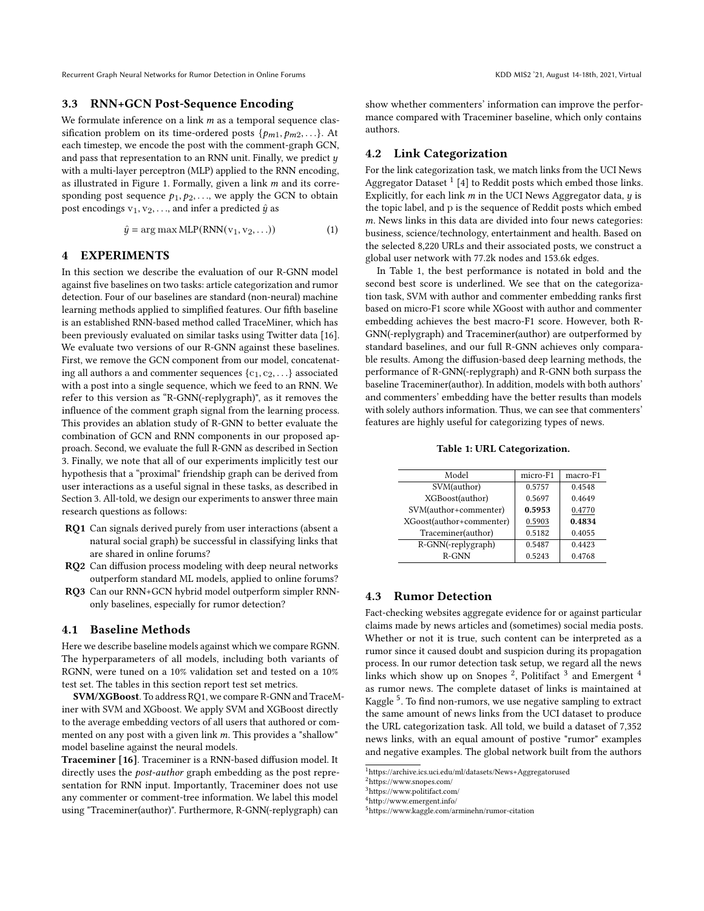### 3.3 RNN+GCN Post-Sequence Encoding

We formulate inference on a link $m$ as a temporal sequence classification problem on its time-ordered posts $\{p_{m1}, p_{m2}, \ldots\}$. At each timestep, we encode the post with the comment-graph GCN, and pass that representation to an RNN unit. Finally, we predict $y$ with a multi-layer perceptron (MLP) applied to the RNN encoding, as illustrated in Figure 1. Formally, given a link $m$ and its corresponding post sequence $p_1, p_2, \ldots$, we apply the GCN to obtain post encodings $\mathrm{v}_1, \mathrm{v}_2, \ldots$, and infer a predicted $\hat{y}$ as

$$\hat{y} = \arg\max \mathrm{MLP}(\mathrm{RNN}(\mathrm{v}_1, \mathrm{v}_2, \ldots)) \tag{1}$$

## 4 EXPERIMENTS

In this section we describe the evaluation of our R-GNN model against five baselines on two tasks: article categorization and rumor detection. Four of our baselines are standard (non-neural) machine learning methods applied to simplified features. Our fifth baseline is an established RNN-based method called TraceMiner, which has been previously evaluated on similar tasks using Twitter data [16]. We evaluate two versions of our R-GNN against these baselines. First, we remove the GCN component from our model, concatenating all authors a and commenter sequences $\{\mathrm{c}_1, \mathrm{c}_2, \ldots\}$ associated with a post into a single sequence, which we feed to an RNN. We refer to this version as "R-GNN(-replygraph)", as it removes the influence of the comment graph signal from the learning process. This provides an ablation study of R-GNN to better evaluate the combination of GCN and RNN components in our proposed approach. Second, we evaluate the full R-GNN as described in Section 3. Finally, we note that all of our experiments implicitly test our hypothesis that a "proximal" friendship graph can be derived from user interactions as a useful signal in these tasks, as described in Section 3. All-told, we design our experiments to answer three main research questions as follows:

- **RQ1** Can signals derived purely from user interactions (absent a natural social graph) be successful in classifying links that are shared in online forums?
- **RQ2** Can diffusion process modeling with deep neural networks outperform standard ML models, applied to online forums?
- **RQ3** Can our RNN+GCN hybrid model outperform simpler RNN-only baselines, especially for rumor detection?

### 4.1 Baseline Methods

Here we describe baseline models against which we compare RGNN. The hyperparameters of all models, including both variants of RGNN, were tuned on a 10% validation set and tested on a 10% test set. The tables in this section report test set metrics.

**SVM/XGBoost**. To address RQ1, we compare R-GNN and TraceMiner with SVM and XGboost. We apply SVM and XGBoost directly to the average embedding vectors of all users that authored or commented on any post with a given link $m$. This provides a "shallow" model baseline against the neural models.

**Traceminer [16]**. Traceminer is a RNN-based diffusion model. It directly uses the *post-author* graph embedding as the post representation for RNN input. Importantly, Traceminer does not use any commenter or comment-tree information. We label this model using "Traceminer(author)". Furthermore, R-GNN(-replygraph) can show whether commenters' information can improve the performance compared with Traceminer baseline, which only contains authors.

### 4.2 Link Categorization

For the link categorization task, we match links from the UCI News Aggregator Dataset [1] [4] to Reddit posts which embed those links. Explicitly, for each link $m$ in the UCI News Aggregator data, $y$ is the topic label, and p is the sequence of Reddit posts which embed $m$. News links in this data are divided into four news categories: business, science/technology, entertainment and health. Based on the selected 8,220 URLs and their associated posts, we construct a global user network with 77.2k nodes and 153.6k edges.

In Table 1, the best performance is notated in bold and the second best score is underlined. We see that on the categorization task, SVM with author and commenter embedding ranks first based on micro-F1 score while XGoost with author and commenter embedding achieves the best macro-F1 score. However, both R-GNN(-replygraph) and Traceminer(author) are outperformed by standard baselines, and our full R-GNN achieves only comparable results. Among the diffusion-based deep learning methods, the performance of R-GNN(-replygraph) and R-GNN both surpass the baseline Traceminer(author). In addition, models with both authors' and commenters' embedding have the better results than models with solely authors information. Thus, we can see that commenters' features are highly useful for categorizing types of news.

**Table 1: URL Categorization.**

| Model | micro-F1 | macro-F1 |
|---|---|---|
| SVM(author) | 0.5757 | 0.4548 |
| XGBoost(author) | 0.5697 | 0.4649 |
| SVM(author+commenter) | **0.5953** | <u>0.4770</u> |
| XGoost(author+commenter) | <u>0.5903</u> | **0.4834** |
| Traceminer(author) | 0.5182 | 0.4055 |
| R-GNN(-replygraph) | 0.5487 | 0.4423 |
| R-GNN | 0.5243 | 0.4768 |

### 4.3 Rumor Detection

Fact-checking websites aggregate evidence for or against particular claims made by news articles and (sometimes) social media posts. Whether or not it is true, such content can be interpreted as a rumor since it caused doubt and suspicion during its propagation process. In our rumor detection task setup, we regard all the news links which show up on Snopes [2], Politifact [3] and Emergent [4] as rumor news. The complete dataset of links is maintained at Kaggle [5]. To find non-rumors, we use negative sampling to extract the same amount of news links from the UCI dataset to produce the URL categorization task. All told, we build a dataset of 7,352 news links, with an equal amount of postive "rumor" examples and negative examples. The global network built from the authors

[1] https://archive.ics.uci.edu/ml/datasets/News+Aggregatorused

[2] https://www.snopes.com/

[3] https://www.politifact.com/

[4] http://www.emergent.info/

[5] https://www.kaggle.com/arminehn/rumor-citation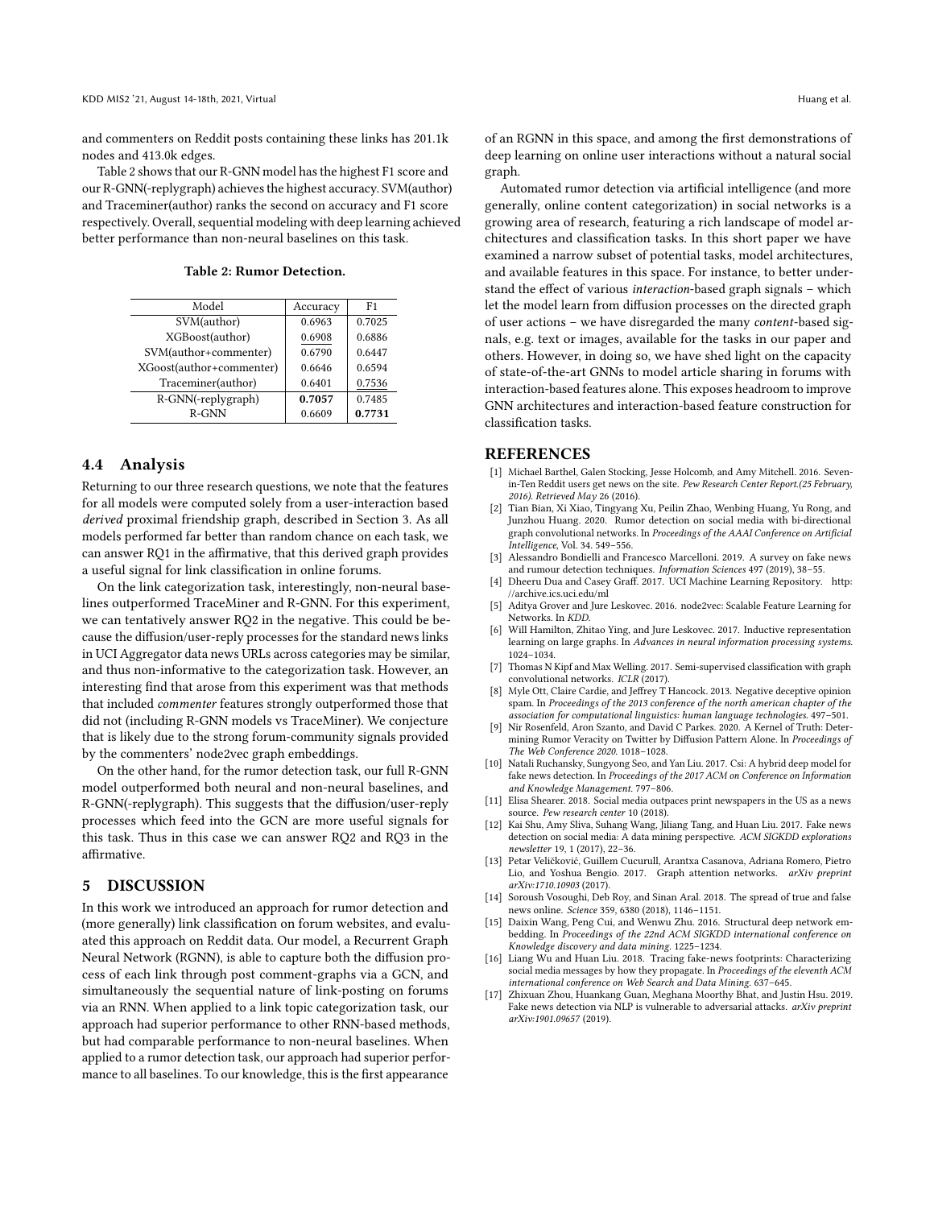and commenters on Reddit posts containing these links has 201.1k nodes and 413.0k edges.

Table 2 shows that our R-GNN model has the highest F1 score and our R-GNN(-replygraph) achieves the highest accuracy. SVM(author) and Traceminer(author) ranks the second on accuracy and F1 score respectively. Overall, sequential modeling with deep learning achieved better performance than non-neural baselines on this task.

**Table 2: Rumor Detection.**

| Model | Accuracy | F1 |
|---|---|---|
| SVM(author) | 0.6963 | 0.7025 |
| XGBoost(author) | <u>0.6908</u> | 0.6886 |
| SVM(author+commenter) | 0.6790 | 0.6447 |
| XGoost(author+commenter) | 0.6646 | 0.6594 |
| Traceminer(author) | 0.6401 | <u>0.7536</u> |
| R-GNN(-replygraph) | **0.7057** | 0.7485 |
| R-GNN | 0.6609 | **0.7731** |

### 4.4 Analysis

Returning to our three research questions, we note that the features for all models were computed solely from a user-interaction based *derived* proximal friendship graph, described in Section 3. As all models performed far better than random chance on each task, we can answer RQ1 in the affirmative, that this derived graph provides a useful signal for link classification in online forums.

On the link categorization task, interestingly, non-neural baselines outperformed TraceMiner and R-GNN. For this experiment, we can tentatively answer RQ2 in the negative. This could be because the diffusion/user-reply processes for the standard news links in UCI Aggregator data news URLs across categories may be similar, and thus non-informative to the categorization task. However, an interesting find that arose from this experiment was that methods that included *commenter* features strongly outperformed those that did not (including R-GNN models vs TraceMiner). We conjecture that is likely due to the strong forum-community signals provided by the commenters' node2vec graph embeddings.

On the other hand, for the rumor detection task, our full R-GNN model outperformed both neural and non-neural baselines, and R-GNN(-replygraph). This suggests that the diffusion/user-reply processes which feed into the GCN are more useful signals for this task. Thus in this case we can answer RQ2 and RQ3 in the affirmative.

## 5 DISCUSSION

In this work we introduced an approach for rumor detection and (more generally) link classification on forum websites, and evaluated this approach on Reddit data. Our model, a Recurrent Graph Neural Network (RGNN), is able to capture both the diffusion process of each link through post comment-graphs via a GCN, and simultaneously the sequential nature of link-posting on forums via an RNN. When applied to a link topic categorization task, our approach had superior performance to other RNN-based methods, but had comparable performance to non-neural baselines. When applied to a rumor detection task, our approach had superior performance to all baselines. To our knowledge, this is the first appearance of an RGNN in this space, and among the first demonstrations of deep learning on online user interactions without a natural social graph.

Automated rumor detection via artificial intelligence (and more generally, online content categorization) in social networks is a growing area of research, featuring a rich landscape of model architectures and classification tasks. In this short paper we have examined a narrow subset of potential tasks, model architectures, and available features in this space. For instance, to better understand the effect of various *interaction*-based graph signals – which let the model learn from diffusion processes on the directed graph of user actions – we have disregarded the many *content*-based signals, e.g. text or images, available for the tasks in our paper and others. However, in doing so, we have shed light on the capacity of state-of-the-art GNNs to model article sharing in forums with interaction-based features alone. This exposes headroom to improve GNN architectures and interaction-based feature construction for classification tasks.

## REFERENCES

[1] Michael Barthel, Galen Stocking, Jesse Holcomb, and Amy Mitchell. 2016. Seven-in-Ten Reddit users get news on the site. *Pew Research Center Report.(25 February, 2016). Retrieved May* 26 (2016).

[2] Tian Bian, Xi Xiao, Tingyang Xu, Peilin Zhao, Wenbing Huang, Yu Rong, and Junzhou Huang. 2020. Rumor detection on social media with bi-directional graph convolutional networks. In *Proceedings of the AAAI Conference on Artificial Intelligence*, Vol. 34. 549–556.

[3] Alessandro Bondielli and Francesco Marcelloni. 2019. A survey on fake news and rumour detection techniques. *Information Sciences* 497 (2019), 38–55.

[4] Dheeru Dua and Casey Graff. 2017. UCI Machine Learning Repository. http://archive.ics.uci.edu/ml

[5] Aditya Grover and Jure Leskovec. 2016. node2vec: Scalable Feature Learning for Networks. In *KDD*.

[6] Will Hamilton, Zhitao Ying, and Jure Leskovec. 2017. Inductive representation learning on large graphs. In *Advances in neural information processing systems*. 1024–1034.

[7] Thomas N Kipf and Max Welling. 2017. Semi-supervised classification with graph convolutional networks. *ICLR* (2017).

[8] Myle Ott, Claire Cardie, and Jeffrey T Hancock. 2013. Negative deceptive opinion spam. In *Proceedings of the 2013 conference of the north american chapter of the association for computational linguistics: human language technologies*. 497–501.

[9] Nir Rosenfeld, Aron Szanto, and David C Parkes. 2020. A Kernel of Truth: Determining Rumor Veracity on Twitter by Diffusion Pattern Alone. In *Proceedings of The Web Conference 2020*. 1018–1028.

[10] Natali Ruchansky, Sungyong Seo, and Yan Liu. 2017. Csi: A hybrid deep model for fake news detection. In *Proceedings of the 2017 ACM on Conference on Information and Knowledge Management*. 797–806.

[11] Elisa Shearer. 2018. Social media outpaces print newspapers in the US as a news source. *Pew research center* 10 (2018).

[12] Kai Shu, Amy Sliva, Suhang Wang, Jiliang Tang, and Huan Liu. 2017. Fake news detection on social media: A data mining perspective. *ACM SIGKDD explorations newsletter* 19, 1 (2017), 22–36.

[13] Petar Veličković, Guillem Cucurull, Arantxa Casanova, Adriana Romero, Pietro Lio, and Yoshua Bengio. 2017. Graph attention networks. *arXiv preprint arXiv:1710.10903* (2017).

[14] Soroush Vosoughi, Deb Roy, and Sinan Aral. 2018. The spread of true and false news online. *Science* 359, 6380 (2018), 1146–1151.

[15] Daixin Wang, Peng Cui, and Wenwu Zhu. 2016. Structural deep network embedding. In *Proceedings of the 22nd ACM SIGKDD international conference on Knowledge discovery and data mining*. 1225–1234.

[16] Liang Wu and Huan Liu. 2018. Tracing fake-news footprints: Characterizing social media messages by how they propagate. In *Proceedings of the eleventh ACM international conference on Web Search and Data Mining*. 637–645.

[17] Zhixuan Zhou, Huankang Guan, Meghana Moorthy Bhat, and Justin Hsu. 2019. Fake news detection via NLP is vulnerable to adversarial attacks. *arXiv preprint arXiv:1901.09657* (2019).